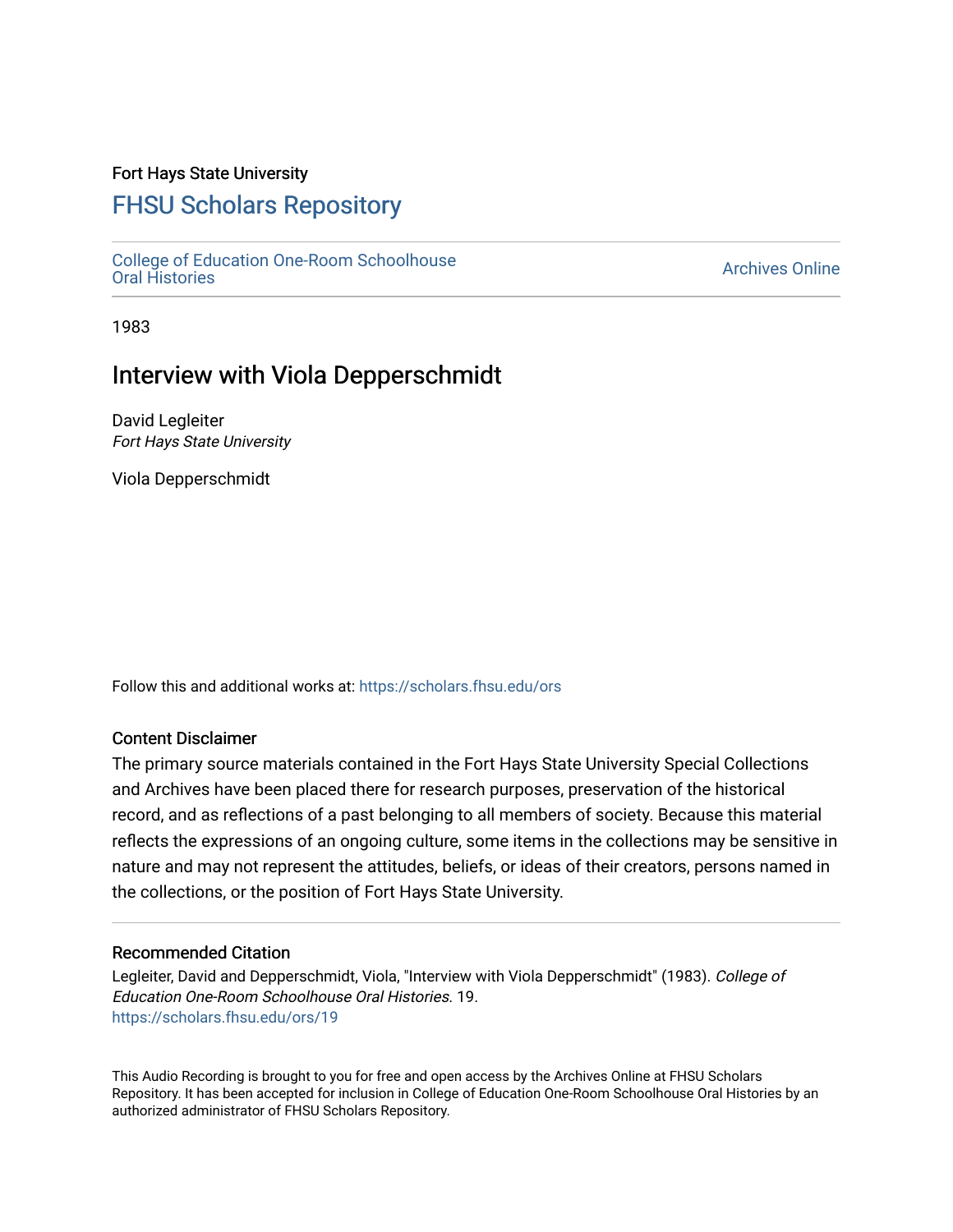Fort Hays State University

# FHSU Scholars Repository

College of Education One-Room Schoolhouse Oral Histories

Archives Online

1983

## Interview with Viola Depperschmidt

David Legleiter
*Fort Hays State University*

Viola Depperschmidt

Follow this and additional works at: https://scholars.fhsu.edu/ors

### Content Disclaimer

The primary source materials contained in the Fort Hays State University Special Collections and Archives have been placed there for research purposes, preservation of the historical record, and as reflections of a past belonging to all members of society. Because this material reflects the expressions of an ongoing culture, some items in the collections may be sensitive in nature and may not represent the attitudes, beliefs, or ideas of their creators, persons named in the collections, or the position of Fort Hays State University.

### Recommended Citation

Legleiter, David and Depperschmidt, Viola, "Interview with Viola Depperschmidt" (1983). *College of Education One-Room Schoolhouse Oral Histories*. 19.
https://scholars.fhsu.edu/ors/19

This Audio Recording is brought to you for free and open access by the Archives Online at FHSU Scholars Repository. It has been accepted for inclusion in College of Education One-Room Schoolhouse Oral Histories by an authorized administrator of FHSU Scholars Repository.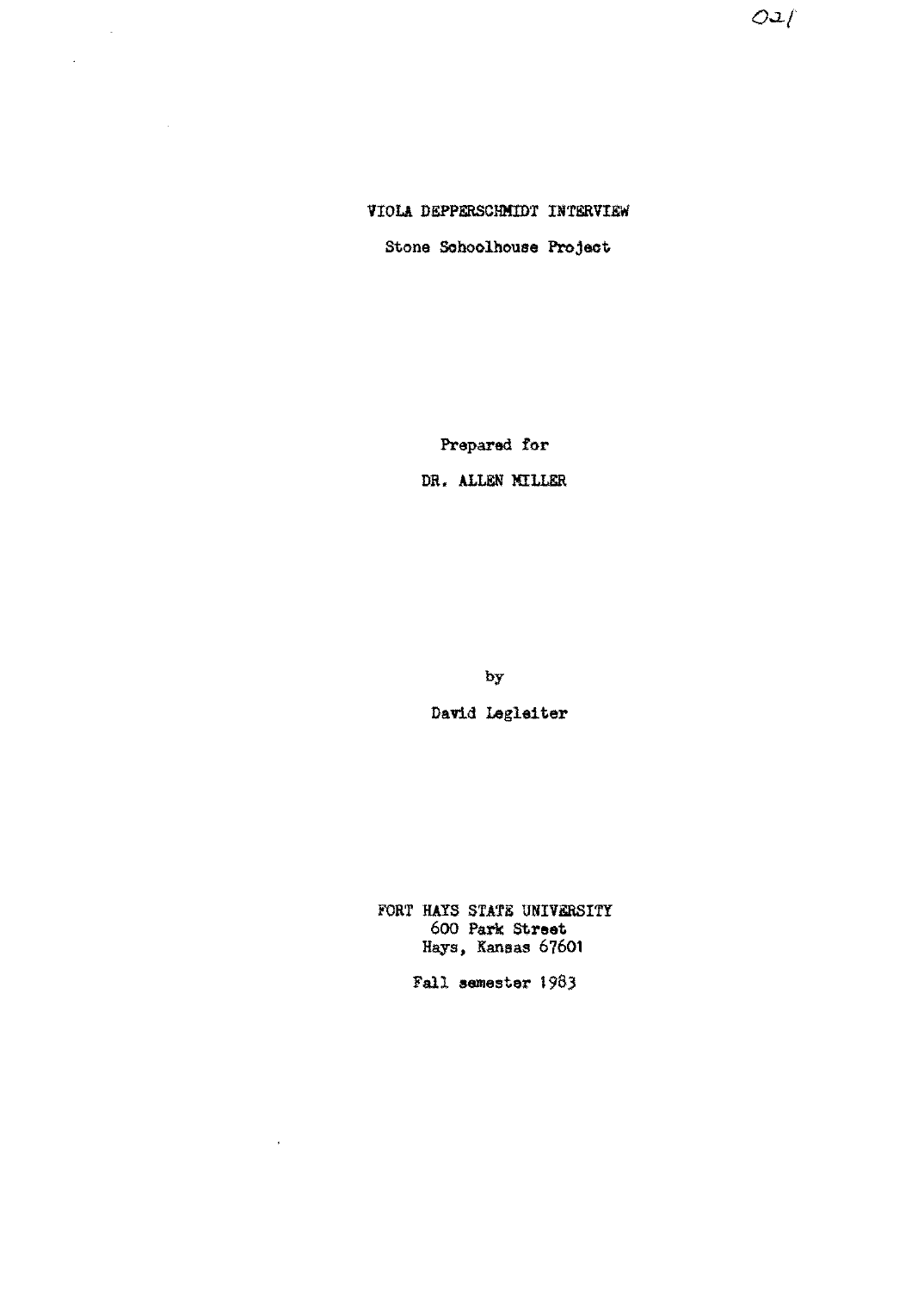# VIOLA DEPPERSCHMIDT INTERVIEW

Stone Schoolhouse Project

Prepared for

DR. ALLEN MILLER

by

David Legleiter

FORT HAYS STATE UNIVERSITY
600 Park Street
Hays, Kansas 67601

Fall semester 1983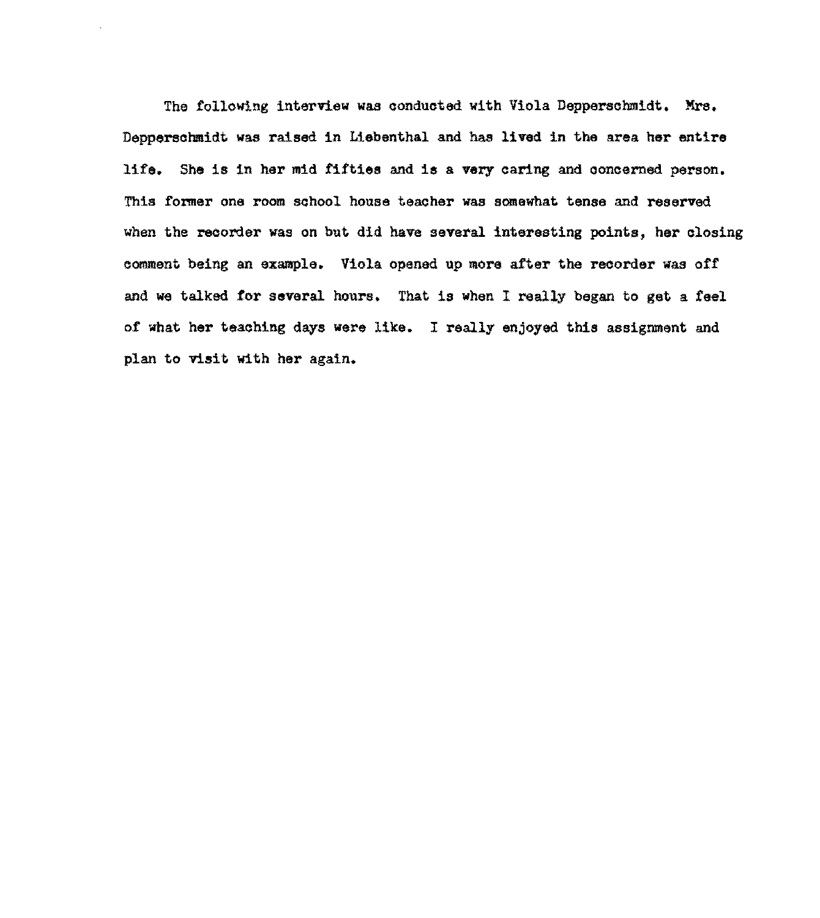The following interview was conducted with Viola Depperschmidt. Mrs. Depperschmidt was raised in Liebenthal and has lived in the area her entire life. She is in her mid fifties and is a very caring and concerned person. This former one room school house teacher was somewhat tense and reserved when the recorder was on but did have several interesting points, her closing comment being an example. Viola opened up more after the recorder was off and we talked for several hours. That is when I really began to get a feel of what her teaching days were like. I really enjoyed this assignment and plan to visit with her again.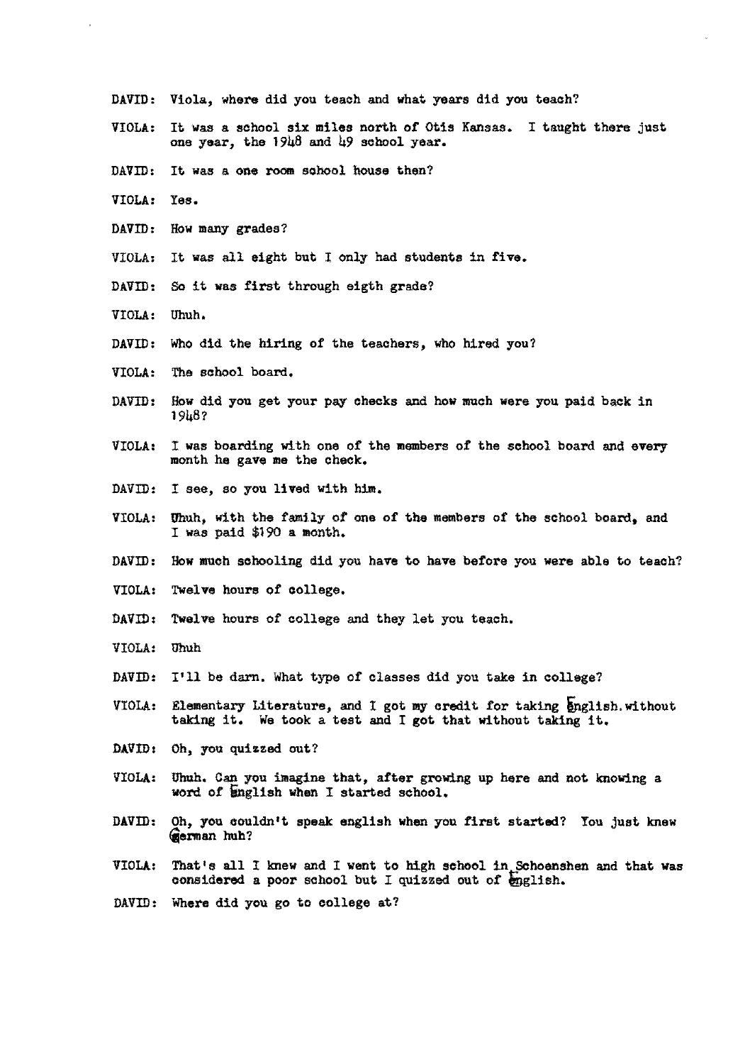DAVID: Viola, where did you teach and what years did you teach?

VIOLA: It was a school six miles north of Otis Kansas. I taught there just one year, the 1948 and 49 school year.

DAVID: It was a one room school house then?

VIOLA: Yes.

DAVID: How many grades?

VIOLA: It was all eight but I only had students in five.

DAVID: So it was first through eigth grade?

VIOLA: Uhuh.

DAVID: Who did the hiring of the teachers, who hired you?

VIOLA: The school board.

DAVID: How did you get your pay checks and how much were you paid back in 1948?

VIOLA: I was boarding with one of the members of the school board and every month he gave me the check.

DAVID: I see, so you lived with him.

VIOLA: Uhuh, with the family of one of the members of the school board, and I was paid $190 a month.

DAVID: How much schooling did you have to have before you were able to teach?

VIOLA: Twelve hours of college.

DAVID: Twelve hours of college and they let you teach.

VIOLA: Uhuh

DAVID: I'll be darn. What type of classes did you take in college?

VIOLA: Elementary Literature, and I got my credit for taking English.without taking it. We took a test and I got that without taking it.

DAVID: Oh, you quizzed out?

VIOLA: Uhuh. Can you imagine that, after growing up here and not knowing a word of English when I started school.

DAVID: Oh, you couldn't speak english when you first started? You just knew German huh?

VIOLA: That's all I knew and I went to high school in Schoenshen and that was considered a poor school but I quizzed out of English.

DAVID: Where did you go to college at?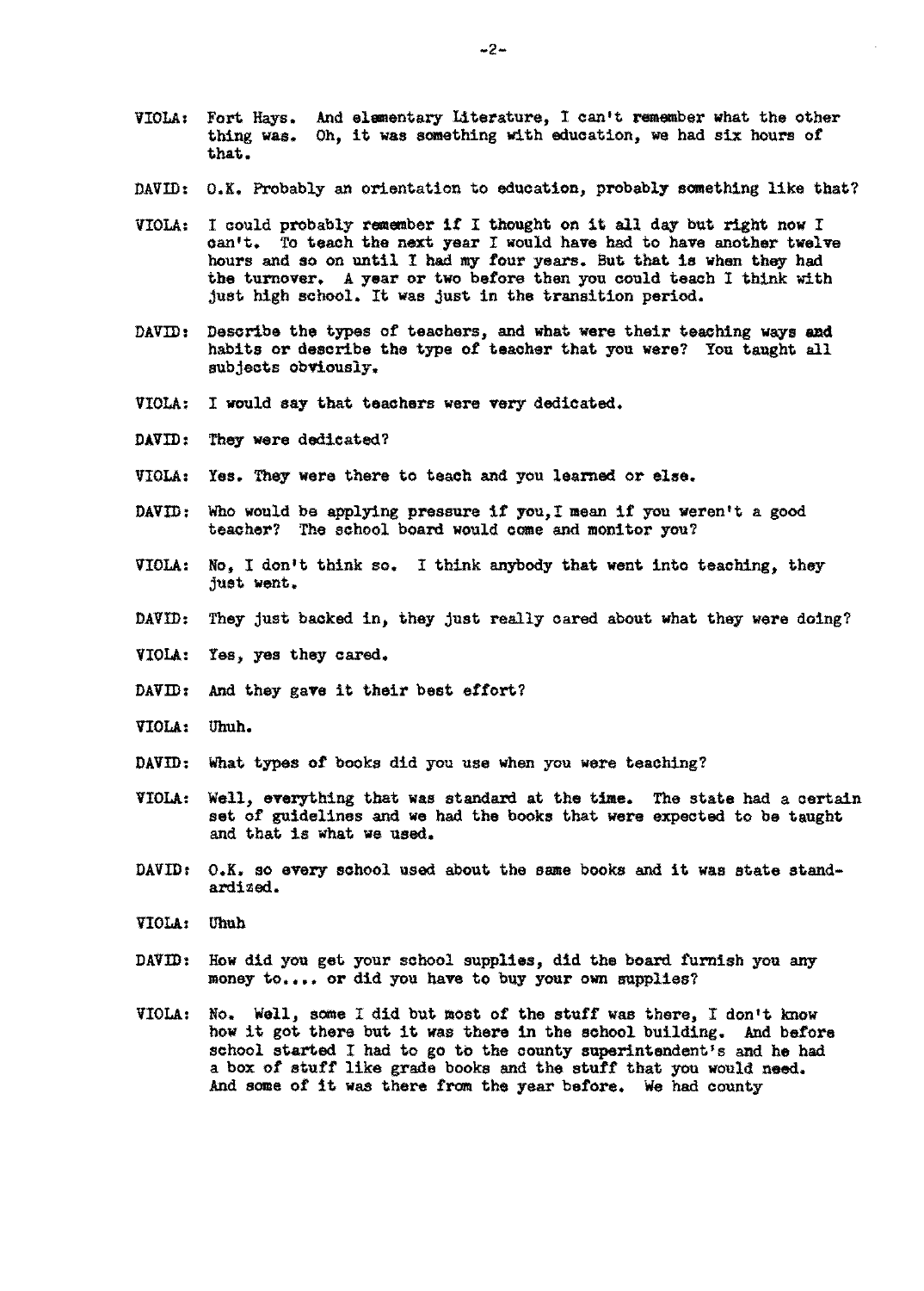VIOLA: Fort Hays. And elementary Literature, I can't remember what the other thing was. Oh, it was something with education, we had six hours of that.

DAVID: O.K. Probably an orientation to education, probably something like that?

VIOLA: I could probably remember if I thought on it all day but right now I can't. To teach the next year I would have had to have another twelve hours and so on until I had my four years. But that is when they had the turnover. A year or two before then you could teach I think with just high school. It was just in the transition period.

DAVID: Describe the types of teachers, and what were their teaching ways and habits or describe the type of teacher that you were? You taught all subjects obviously.

VIOLA: I would say that teachers were very dedicated.

DAVID: They were dedicated?

VIOLA: Yes. They were there to teach and you learned or else.

DAVID: Who would be applying pressure if you,I mean if you weren't a good teacher? The school board would come and monitor you?

VIOLA: No, I don't think so. I think anybody that went into teaching, they just went.

DAVID: They just backed in, they just really cared about what they were doing?

VIOLA: Yes, yes they cared.

DAVID: And they gave it their best effort?

VIOLA: Uhuh.

DAVID: What types of books did you use when you were teaching?

VIOLA: Well, everything that was standard at the time. The state had a certain set of guidelines and we had the books that were expected to be taught and that is what we used.

DAVID: O.K. so every school used about the same books and it was state standardized.

VIOLA: Uhuh

DAVID: How did you get your school supplies, did the board furnish you any money to.... or did you have to buy your own supplies?

VIOLA: No. Well, some I did but most of the stuff was there, I don't know how it got there but it was there in the school building. And before school started I had to go to the county superintendent's and he had a box of stuff like grade books and the stuff that you would need. And some of it was there from the year before. We had county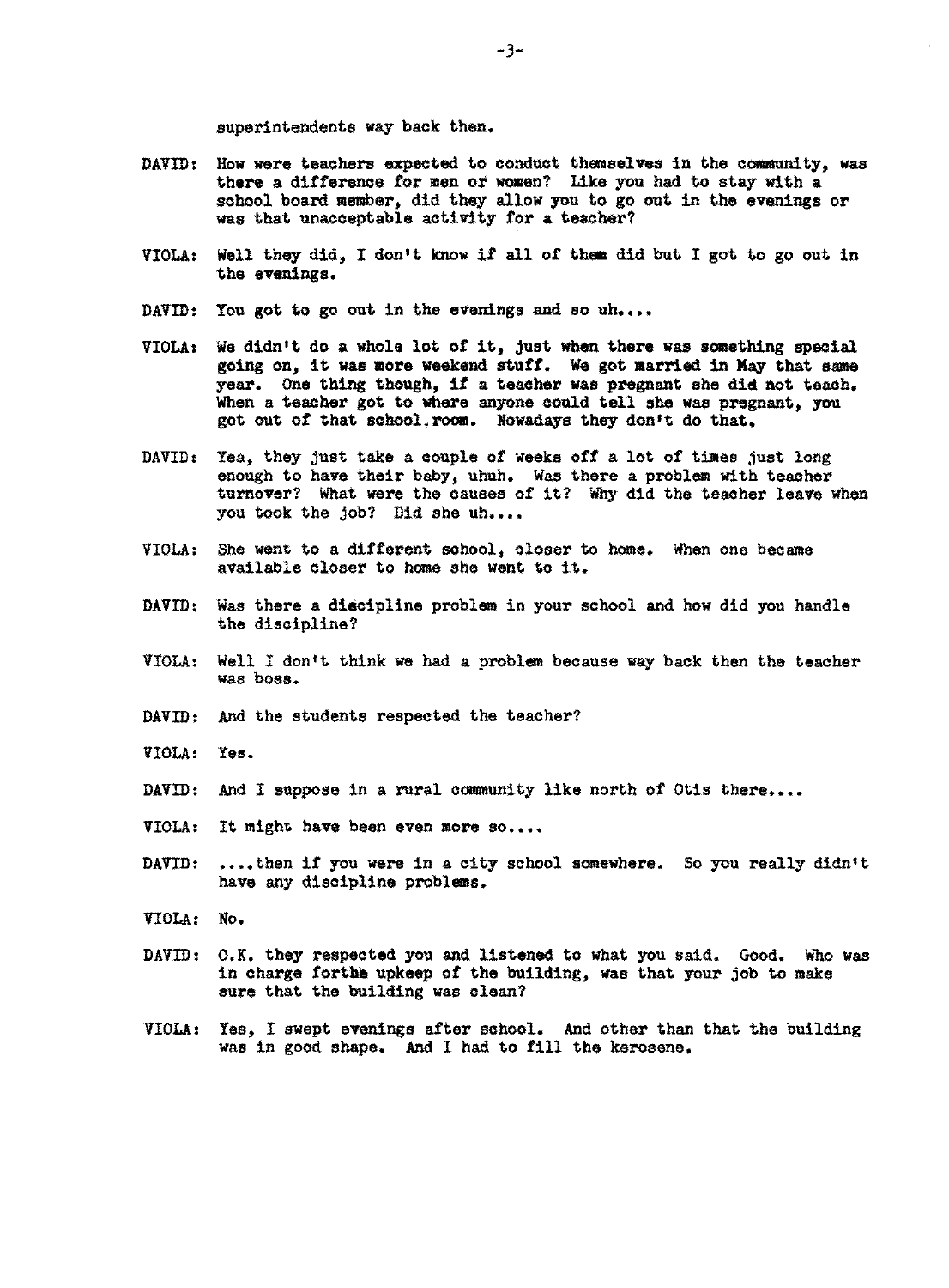superintendents way back then.

DAVID: How were teachers expected to conduct themselves in the community, was there a difference for men or women? Like you had to stay with a school board member, did they allow you to go out in the evenings or was that unacceptable activity for a teacher?

VIOLA: Well they did, I don't know if all of them did but I got to go out in the evenings.

DAVID: You got to go out in the evenings and so uh....

VIOLA: We didn't do a whole lot of it, just when there was something special going on, it was more weekend stuff. We got married in May that same year. One thing though, if a teacher was pregnant she did not teach. When a teacher got to where anyone could tell she was pregnant, you got out of that school.room. Nowadays they don't do that.

DAVID: Yea, they just take a couple of weeks off a lot of times just long enough to have their baby, uhuh. Was there a problem with teacher turnover? What were the causes of it? Why did the teacher leave when you took the job? Did she uh....

VIOLA: She went to a different school, closer to home. When one became available closer to home she went to it.

DAVID: Was there a discipline problem in your school and how did you handle the discipline?

VIOLA: Well I don't think we had a problem because way back then the teacher was boss.

DAVID: And the students respected the teacher?

VIOLA: Yes.

DAVID: And I suppose in a rural community like north of Otis there....

VIOLA: It might have been even more so....

DAVID: ....then if you were in a city school somewhere. So you really didn't have any discipline problems.

VIOLA: No.

DAVID: O.K. they respected you and listened to what you said. Good. Who was in charge forthe upkeep of the building, was that your job to make sure that the building was clean?

VIOLA: Yes, I swept evenings after school. And other than that the building was in good shape. And I had to fill the kerosene.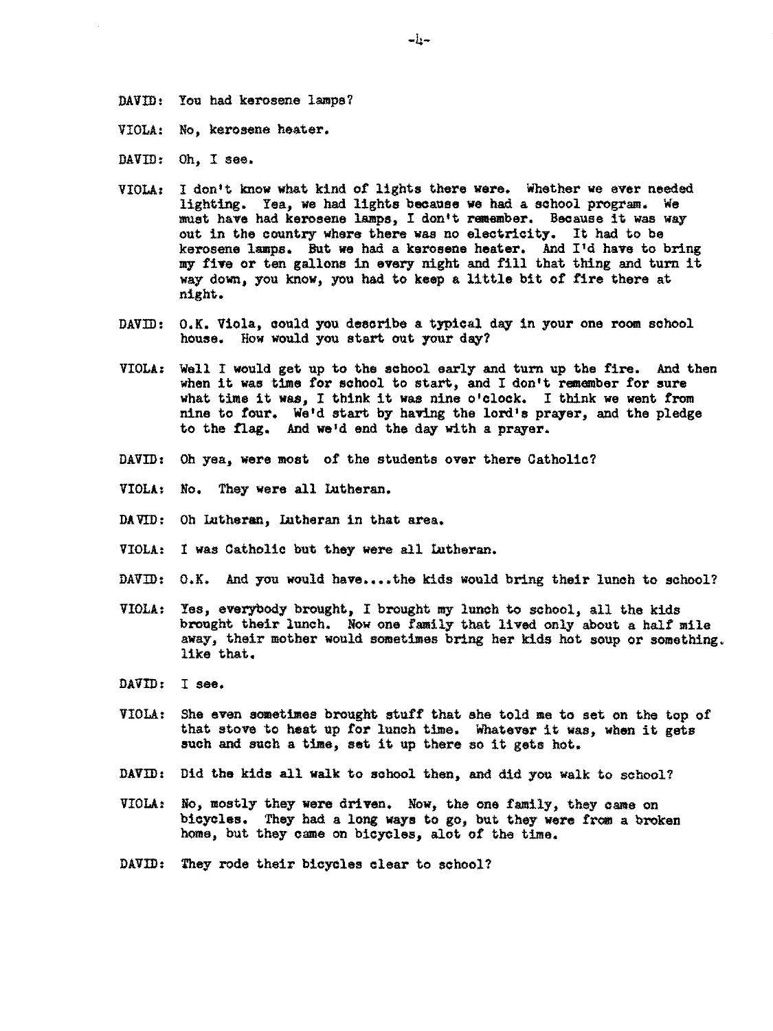DAVID: You had kerosene lamps?

VIOLA: No, kerosene heater.

DAVID: Oh, I see.

VIOLA: I don't know what kind of lights there were. Whether we ever needed lighting. Yea, we had lights because we had a school program. We must have had kerosene lamps, I don't remember. Because it was way out in the country where there was no electricity. It had to be kerosene lamps. But we had a kerosene heater. And I'd have to bring my five or ten gallons in every night and fill that thing and turn it way down, you know, you had to keep a little bit of fire there at night.

DAVID: O.K. Viola, could you describe a typical day in your one room school house. How would you start out your day?

VIOLA: Well I would get up to the school early and turn up the fire. And then when it was time for school to start, and I don't remember for sure what time it was, I think it was nine o'clock. I think we went from nine to four. We'd start by having the lord's prayer, and the pledge to the flag. And we'd end the day with a prayer.

DAVID: Oh yea, were most of the students over there Catholic?

VIOLA: No. They were all Lutheran.

DAVID: Oh Lutheran, Lutheran in that area.

VIOLA: I was Catholic but they were all Lutheran.

DAVID: O.K. And you would have....the kids would bring their lunch to school?

VIOLA: Yes, everybody brought, I brought my lunch to school, all the kids brought their lunch. Now one family that lived only about a half mile away, their mother would sometimes bring her kids hot soup or something. like that.

DAVID: I see.

VIOLA: She even sometimes brought stuff that she told me to set on the top of that stove to heat up for lunch time. Whatever it was, when it gets such and such a time, set it up there so it gets hot.

DAVID: Did the kids all walk to school then, and did you walk to school?

VIOLA: No, mostly they were driven. Now, the one family, they came on bicycles. They had a long ways to go, but they were from a broken home, but they came on bicycles, alot of the time.

DAVID: They rode their bicycles clear to school?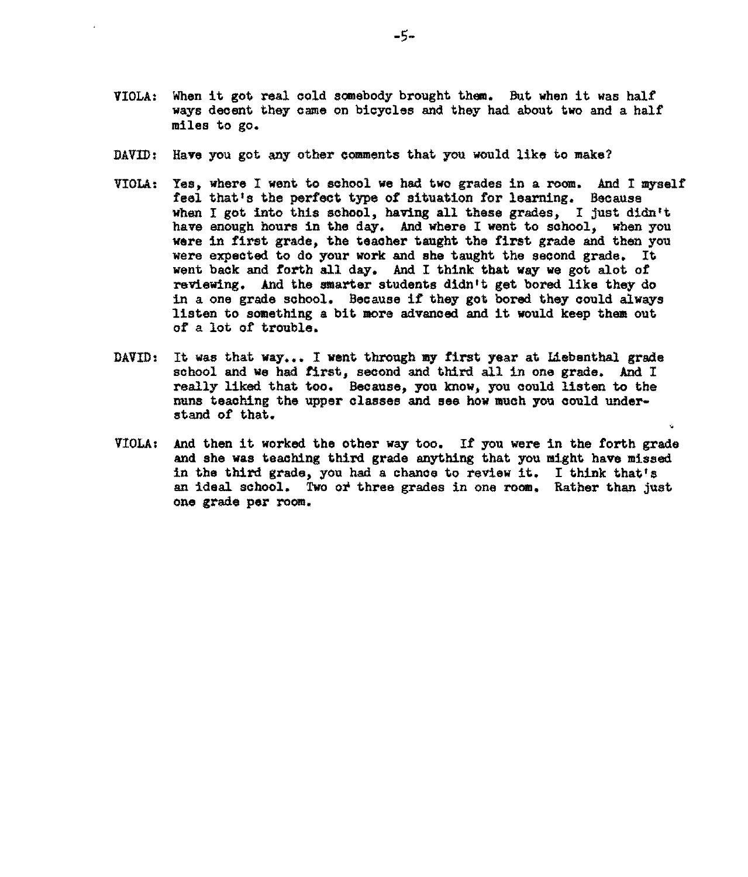**VIOLA:** When it got real cold somebody brought them. But when it was half ways decent they came on bicycles and they had about two and a half miles to go.

**DAVID:** Have you got any other comments that you would like to make?

**VIOLA:** Yes, where I went to school we had two grades in a room. And I myself feel that's the perfect type of situation for learning. Because when I got into this school, having all these grades, I just didn't have enough hours in the day. And where I went to school, when you were in first grade, the teacher taught the first grade and then you were expected to do your work and she taught the second grade. It went back and forth all day. And I think that way we got alot of reviewing. And the smarter students didn't get bored like they do in a one grade school. Because if they got bored they could always listen to something a bit more advanced and it would keep them out of a lot of trouble.

**DAVID:** It was that way... I went through my first year at Liebenthal grade school and we had first, second and third all in one grade. And I really liked that too. Because, you know, you could listen to the nuns teaching the upper classes and see how much you could understand of that.

**VIOLA:** And then it worked the other way too. If you were in the forth grade and she was teaching third grade anything that you might have missed in the third grade, you had a chance to review it. I think that's an ideal school. Two or three grades in one room. Rather than just one grade per room.